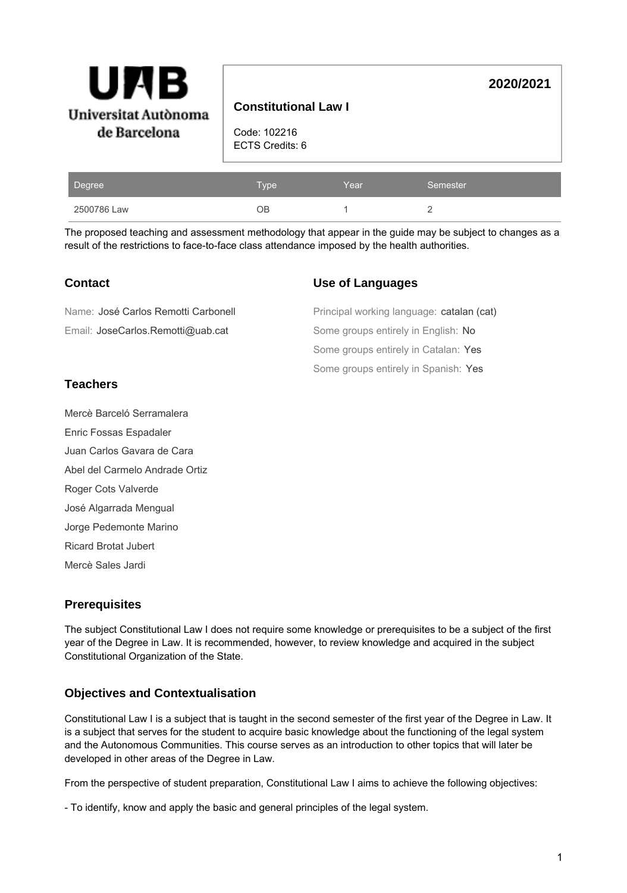Universitat Autònoma de Barcelona

**2020/2021**

**Constitutional Law I**

Code: 102216
ECTS Credits: 6

| Degree | Type | Year | Semester |
|---|---|---|---|
| 2500786 Law | OB | 1 | 2 |

The proposed teaching and assessment methodology that appear in the guide may be subject to changes as a result of the restrictions to face-to-face class attendance imposed by the health authorities.

## Contact

Name: José Carlos Remotti Carbonell

Email: JoseCarlos.Remotti@uab.cat

## Use of Languages

Principal working language: catalan (cat)

Some groups entirely in English: No

Some groups entirely in Catalan: Yes

Some groups entirely in Spanish: Yes

## Teachers

Mercè Barceló Serramalera

Enric Fossas Espadaler

Juan Carlos Gavara de Cara

Abel del Carmelo Andrade Ortiz

Roger Cots Valverde

José Algarrada Mengual

Jorge Pedemonte Marino

Ricard Brotat Jubert

Mercè Sales Jardi

## Prerequisites

The subject Constitutional Law I does not require some knowledge or prerequisites to be a subject of the first year of the Degree in Law. It is recommended, however, to review knowledge and acquired in the subject Constitutional Organization of the State.

## Objectives and Contextualisation

Constitutional Law I is a subject that is taught in the second semester of the first year of the Degree in Law. It is a subject that serves for the student to acquire basic knowledge about the functioning of the legal system and the Autonomous Communities. This course serves as an introduction to other topics that will later be developed in other areas of the Degree in Law.

From the perspective of student preparation, Constitutional Law I aims to achieve the following objectives:

- To identify, know and apply the basic and general principles of the legal system.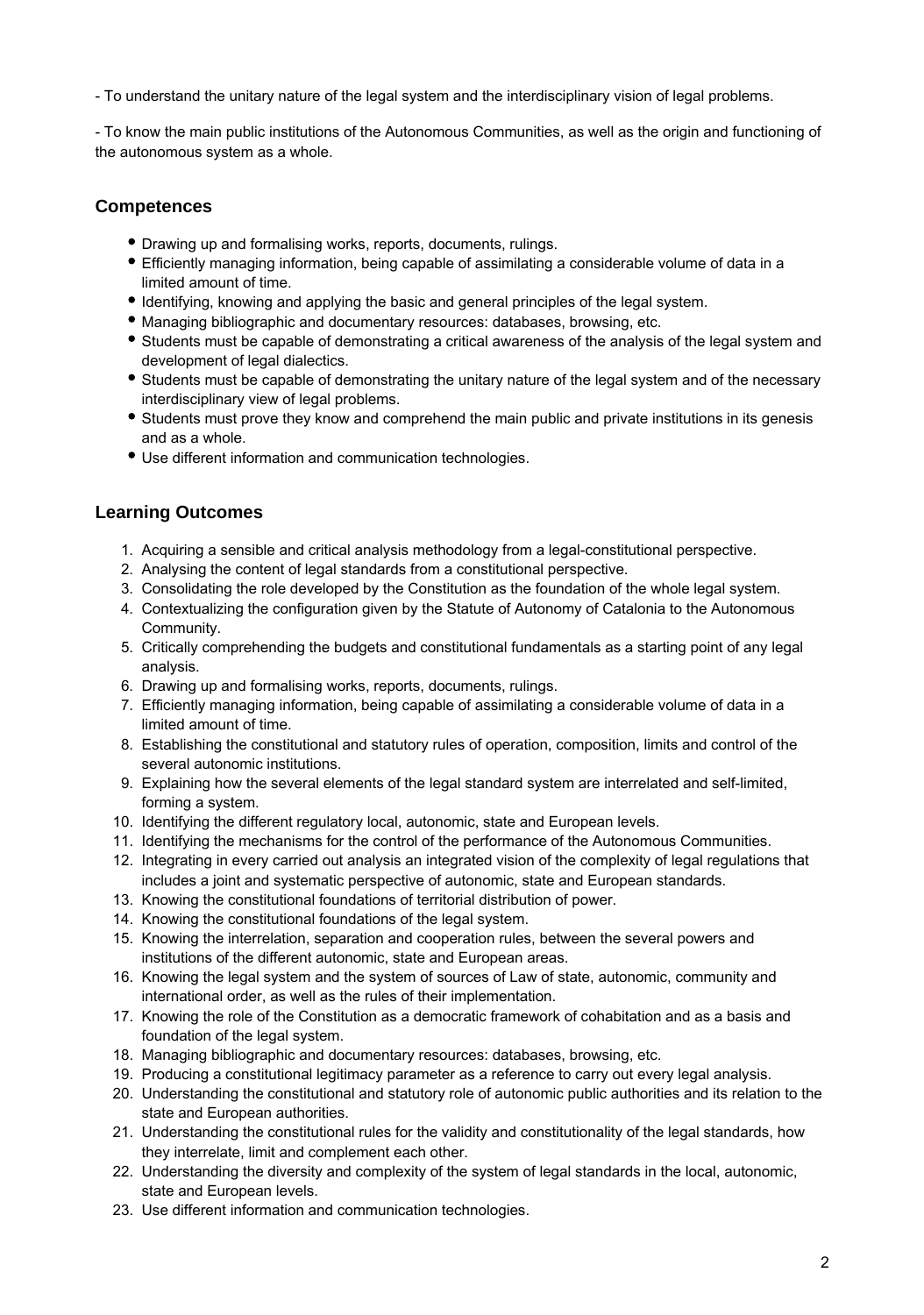- To understand the unitary nature of the legal system and the interdisciplinary vision of legal problems.

- To know the main public institutions of the Autonomous Communities, as well as the origin and functioning of the autonomous system as a whole.

## Competences

- Drawing up and formalising works, reports, documents, rulings.
- Efficiently managing information, being capable of assimilating a considerable volume of data in a limited amount of time.
- Identifying, knowing and applying the basic and general principles of the legal system.
- Managing bibliographic and documentary resources: databases, browsing, etc.
- Students must be capable of demonstrating a critical awareness of the analysis of the legal system and development of legal dialectics.
- Students must be capable of demonstrating the unitary nature of the legal system and of the necessary interdisciplinary view of legal problems.
- Students must prove they know and comprehend the main public and private institutions in its genesis and as a whole.
- Use different information and communication technologies.

## Learning Outcomes

1. Acquiring a sensible and critical analysis methodology from a legal-constitutional perspective.
2. Analysing the content of legal standards from a constitutional perspective.
3. Consolidating the role developed by the Constitution as the foundation of the whole legal system.
4. Contextualizing the configuration given by the Statute of Autonomy of Catalonia to the Autonomous Community.
5. Critically comprehending the budgets and constitutional fundamentals as a starting point of any legal analysis.
6. Drawing up and formalising works, reports, documents, rulings.
7. Efficiently managing information, being capable of assimilating a considerable volume of data in a limited amount of time.
8. Establishing the constitutional and statutory rules of operation, composition, limits and control of the several autonomic institutions.
9. Explaining how the several elements of the legal standard system are interrelated and self-limited, forming a system.
10. Identifying the different regulatory local, autonomic, state and European levels.
11. Identifying the mechanisms for the control of the performance of the Autonomous Communities.
12. Integrating in every carried out analysis an integrated vision of the complexity of legal regulations that includes a joint and systematic perspective of autonomic, state and European standards.
13. Knowing the constitutional foundations of territorial distribution of power.
14. Knowing the constitutional foundations of the legal system.
15. Knowing the interrelation, separation and cooperation rules, between the several powers and institutions of the different autonomic, state and European areas.
16. Knowing the legal system and the system of sources of Law of state, autonomic, community and international order, as well as the rules of their implementation.
17. Knowing the role of the Constitution as a democratic framework of cohabitation and as a basis and foundation of the legal system.
18. Managing bibliographic and documentary resources: databases, browsing, etc.
19. Producing a constitutional legitimacy parameter as a reference to carry out every legal analysis.
20. Understanding the constitutional and statutory role of autonomic public authorities and its relation to the state and European authorities.
21. Understanding the constitutional rules for the validity and constitutionality of the legal standards, how they interrelate, limit and complement each other.
22. Understanding the diversity and complexity of the system of legal standards in the local, autonomic, state and European levels.
23. Use different information and communication technologies.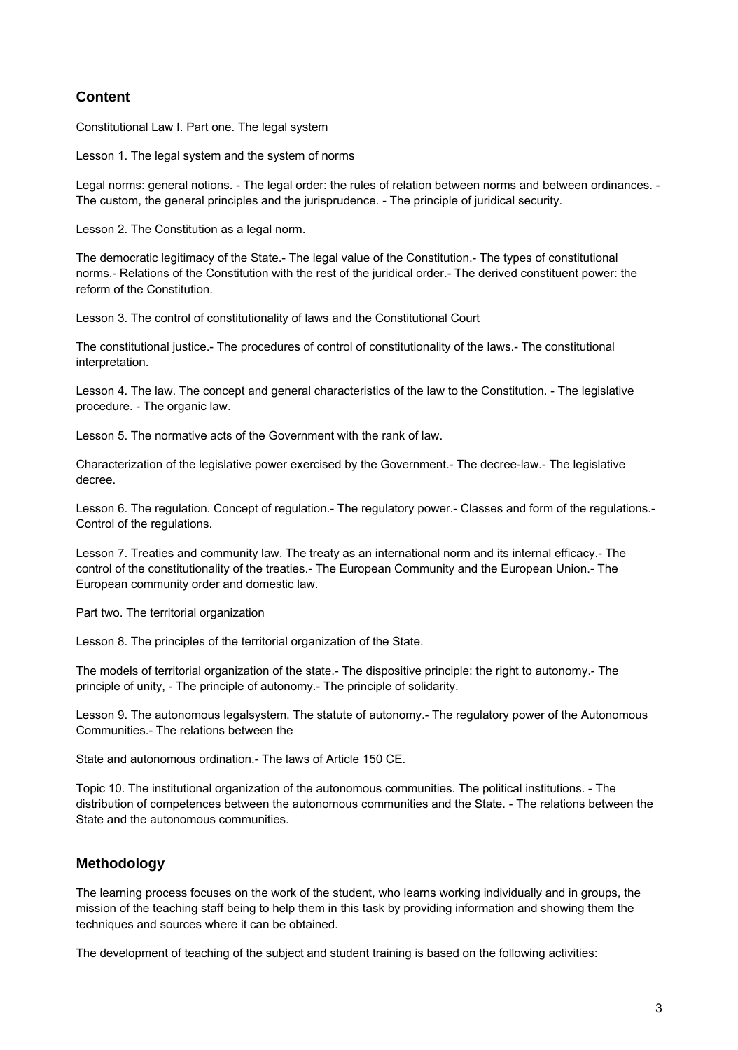## Content

Constitutional Law I. Part one. The legal system

Lesson 1. The legal system and the system of norms

Legal norms: general notions. - The legal order: the rules of relation between norms and between ordinances. - The custom, the general principles and the jurisprudence. - The principle of juridical security.

Lesson 2. The Constitution as a legal norm.

The democratic legitimacy of the State.- The legal value of the Constitution.- The types of constitutional norms.- Relations of the Constitution with the rest of the juridical order.- The derived constituent power: the reform of the Constitution.

Lesson 3. The control of constitutionality of laws and the Constitutional Court

The constitutional justice.- The procedures of control of constitutionality of the laws.- The constitutional interpretation.

Lesson 4. The law. The concept and general characteristics of the law to the Constitution. - The legislative procedure. - The organic law.

Lesson 5. The normative acts of the Government with the rank of law.

Characterization of the legislative power exercised by the Government.- The decree-law.- The legislative decree.

Lesson 6. The regulation. Concept of regulation.- The regulatory power.- Classes and form of the regulations.- Control of the regulations.

Lesson 7. Treaties and community law. The treaty as an international norm and its internal efficacy.- The control of the constitutionality of the treaties.- The European Community and the European Union.- The European community order and domestic law.

Part two. The territorial organization

Lesson 8. The principles of the territorial organization of the State.

The models of territorial organization of the state.- The dispositive principle: the right to autonomy.- The principle of unity, - The principle of autonomy.- The principle of solidarity.

Lesson 9. The autonomous legalsystem. The statute of autonomy.- The regulatory power of the Autonomous Communities.- The relations between the

State and autonomous ordination.- The laws of Article 150 CE.

Topic 10. The institutional organization of the autonomous communities. The political institutions. - The distribution of competences between the autonomous communities and the State. - The relations between the State and the autonomous communities.

## Methodology

The learning process focuses on the work of the student, who learns working individually and in groups, the mission of the teaching staff being to help them in this task by providing information and showing them the techniques and sources where it can be obtained.

The development of teaching of the subject and student training is based on the following activities: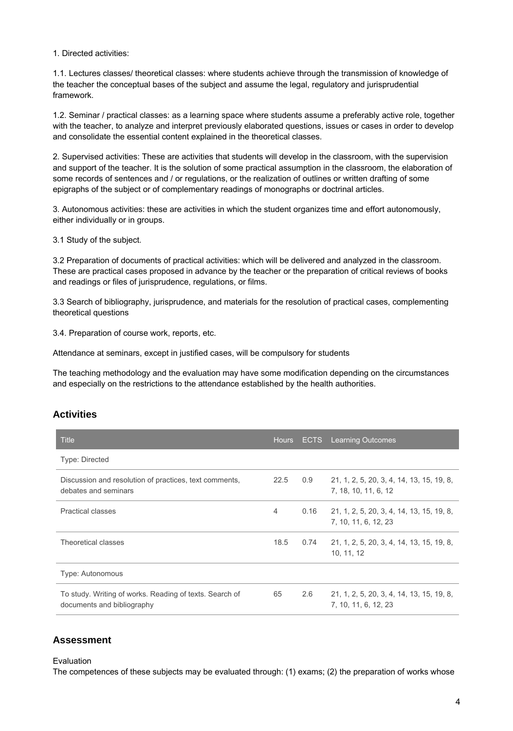1. Directed activities:

1.1. Lectures classes/ theoretical classes: where students achieve through the transmission of knowledge of the teacher the conceptual bases of the subject and assume the legal, regulatory and jurisprudential framework.

1.2. Seminar / practical classes: as a learning space where students assume a preferably active role, together with the teacher, to analyze and interpret previously elaborated questions, issues or cases in order to develop and consolidate the essential content explained in the theoretical classes.

2. Supervised activities: These are activities that students will develop in the classroom, with the supervision and support of the teacher. It is the solution of some practical assumption in the classroom, the elaboration of some records of sentences and / or regulations, or the realization of outlines or written drafting of some epigraphs of the subject or of complementary readings of monographs or doctrinal articles.

3. Autonomous activities: these are activities in which the student organizes time and effort autonomously, either individually or in groups.

3.1 Study of the subject.

3.2 Preparation of documents of practical activities: which will be delivered and analyzed in the classroom. These are practical cases proposed in advance by the teacher or the preparation of critical reviews of books and readings or files of jurisprudence, regulations, or films.

3.3 Search of bibliography, jurisprudence, and materials for the resolution of practical cases, complementing theoretical questions

3.4. Preparation of course work, reports, etc.

Attendance at seminars, except in justified cases, will be compulsory for students

The teaching methodology and the evaluation may have some modification depending on the circumstances and especially on the restrictions to the attendance established by the health authorities.

## Activities

| Title | Hours | ECTS | Learning Outcomes |
|---|---|---|---|
| Type: Directed | | | |
| Discussion and resolution of practices, text comments, debates and seminars | 22.5 | 0.9 | 21, 1, 2, 5, 20, 3, 4, 14, 13, 15, 19, 8, 7, 18, 10, 11, 6, 12 |
| Practical classes | 4 | 0.16 | 21, 1, 2, 5, 20, 3, 4, 14, 13, 15, 19, 8, 7, 10, 11, 6, 12, 23 |
| Theoretical classes | 18.5 | 0.74 | 21, 1, 2, 5, 20, 3, 4, 14, 13, 15, 19, 8, 10, 11, 12 |
| Type: Autonomous | | | |
| To study. Writing of works. Reading of texts. Search of documents and bibliography | 65 | 2.6 | 21, 1, 2, 5, 20, 3, 4, 14, 13, 15, 19, 8, 7, 10, 11, 6, 12, 23 |

## Assessment

Evaluation

The competences of these subjects may be evaluated through: (1) exams; (2) the preparation of works whose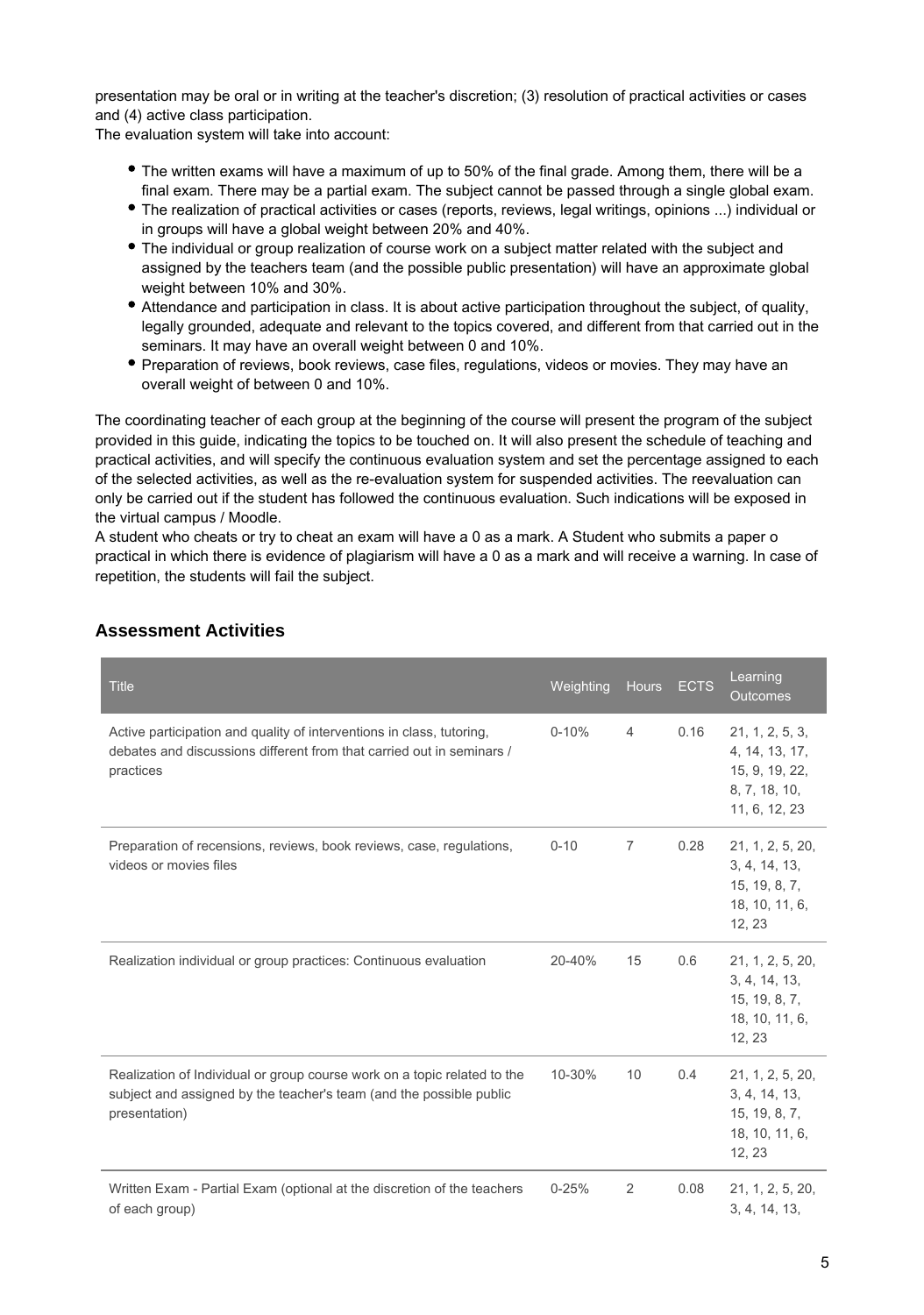presentation may be oral or in writing at the teacher's discretion; (3) resolution of practical activities or cases and (4) active class participation.
The evaluation system will take into account:

- The written exams will have a maximum of up to 50% of the final grade. Among them, there will be a final exam. There may be a partial exam. The subject cannot be passed through a single global exam.
- The realization of practical activities or cases (reports, reviews, legal writings, opinions ...) individual or in groups will have a global weight between 20% and 40%.
- The individual or group realization of course work on a subject matter related with the subject and assigned by the teachers team (and the possible public presentation) will have an approximate global weight between 10% and 30%.
- Attendance and participation in class. It is about active participation throughout the subject, of quality, legally grounded, adequate and relevant to the topics covered, and different from that carried out in the seminars. It may have an overall weight between 0 and 10%.
- Preparation of reviews, book reviews, case files, regulations, videos or movies. They may have an overall weight of between 0 and 10%.

The coordinating teacher of each group at the beginning of the course will present the program of the subject provided in this guide, indicating the topics to be touched on. It will also present the schedule of teaching and practical activities, and will specify the continuous evaluation system and set the percentage assigned to each of the selected activities, as well as the re-evaluation system for suspended activities. The reevaluation can only be carried out if the student has followed the continuous evaluation. Such indications will be exposed in the virtual campus / Moodle.
A student who cheats or try to cheat an exam will have a 0 as a mark. A Student who submits a paper o practical in which there is evidence of plagiarism will have a 0 as a mark and will receive a warning. In case of repetition, the students will fail the subject.

## Assessment Activities

| Title | Weighting | Hours | ECTS | Learning Outcomes |
|---|---|---|---|---|
| Active participation and quality of interventions in class, tutoring, debates and discussions different from that carried out in seminars / practices | 0-10% | 4 | 0.16 | 21, 1, 2, 5, 3, 4, 14, 13, 17, 15, 9, 19, 22, 8, 7, 18, 10, 11, 6, 12, 23 |
| Preparation of recensions, reviews, book reviews, case, regulations, videos or movies files | 0-10 | 7 | 0.28 | 21, 1, 2, 5, 20, 3, 4, 14, 13, 15, 19, 8, 7, 18, 10, 11, 6, 12, 23 |
| Realization individual or group practices: Continuous evaluation | 20-40% | 15 | 0.6 | 21, 1, 2, 5, 20, 3, 4, 14, 13, 15, 19, 8, 7, 18, 10, 11, 6, 12, 23 |
| Realization of Individual or group course work on a topic related to the subject and assigned by the teacher's team (and the possible public presentation) | 10-30% | 10 | 0.4 | 21, 1, 2, 5, 20, 3, 4, 14, 13, 15, 19, 8, 7, 18, 10, 11, 6, 12, 23 |
| Written Exam - Partial Exam (optional at the discretion of the teachers of each group) | 0-25% | 2 | 0.08 | 21, 1, 2, 5, 20, 3, 4, 14, 13, |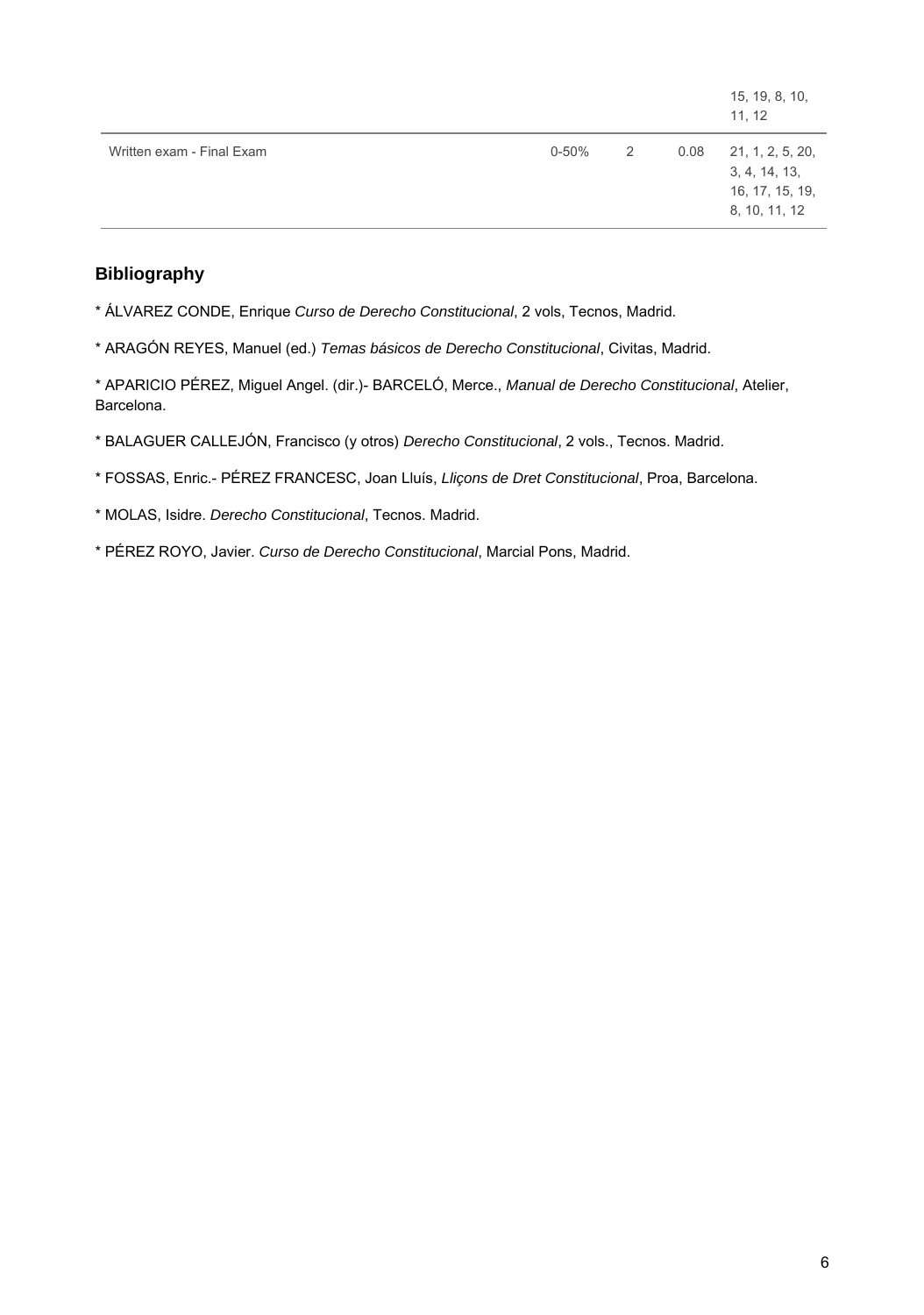| | | | | |
|---|---|---|---|---|
| | | | | 15, 19, 8, 10, 11, 12 |
| Written exam - Final Exam | 0-50% | 2 | 0.08 | 21, 1, 2, 5, 20, 3, 4, 14, 13, 16, 17, 15, 19, 8, 10, 11, 12 |

## Bibliography

* ÁLVAREZ CONDE, Enrique *Curso de Derecho Constitucional*, 2 vols, Tecnos, Madrid.

* ARAGÓN REYES, Manuel (ed.) *Temas básicos de Derecho Constitucional*, Civitas, Madrid.

* APARICIO PÉREZ, Miguel Angel. (dir.)- BARCELÓ, Merce., *Manual de Derecho Constitucional*, Atelier, Barcelona.

* BALAGUER CALLEJÓN, Francisco (y otros) *Derecho Constitucional*, 2 vols., Tecnos. Madrid.

* FOSSAS, Enric.- PÉREZ FRANCESC, Joan Lluís, *Lliçons de Dret Constitucional*, Proa, Barcelona.

* MOLAS, Isidre. *Derecho Constitucional*, Tecnos. Madrid.

* PÉREZ ROYO, Javier. *Curso de Derecho Constitucional*, Marcial Pons, Madrid.